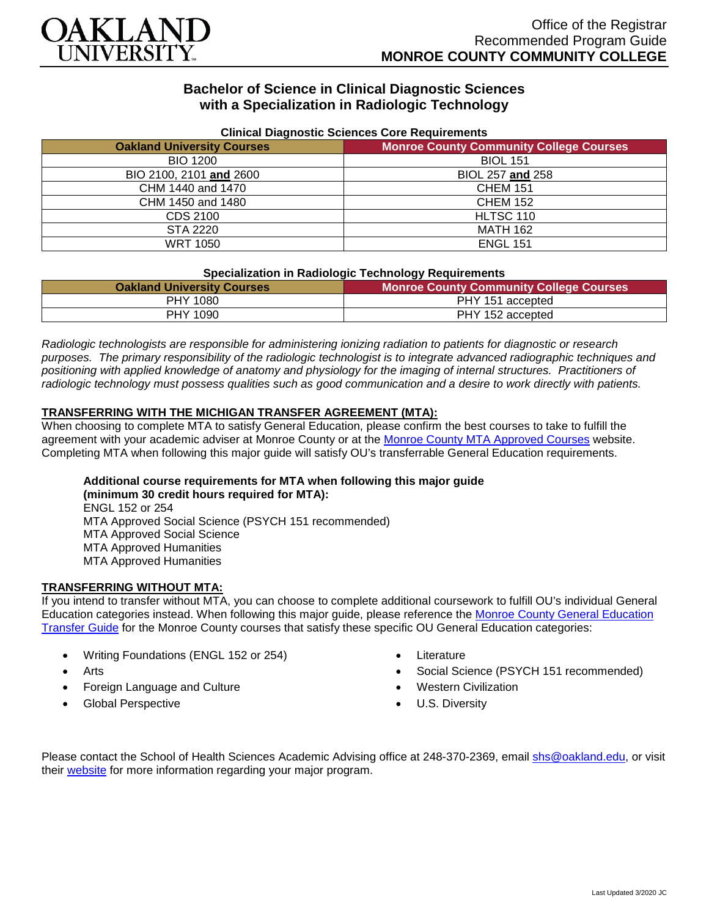OAKLAND UNIVERSITY

Office of the Registrar
Recommended Program Guide
**MONROE COUNTY COMMUNITY COLLEGE**

# Bachelor of Science in Clinical Diagnostic Sciences with a Specialization in Radiologic Technology

**Clinical Diagnostic Sciences Core Requirements**

| Oakland University Courses | Monroe County Community College Courses |
|---|---|
| BIO 1200 | BIOL 151 |
| BIO 2100, 2101 **and** 2600 | BIOL 257 **and** 258 |
| CHM 1440 and 1470 | CHEM 151 |
| CHM 1450 and 1480 | CHEM 152 |
| CDS 2100 | HLTSC 110 |
| STA 2220 | MATH 162 |
| WRT 1050 | ENGL 151 |

**Specialization in Radiologic Technology Requirements**

| Oakland University Courses | Monroe County Community College Courses |
|---|---|
| PHY 1080 | PHY 151 accepted |
| PHY 1090 | PHY 152 accepted |

*Radiologic technologists are responsible for administering ionizing radiation to patients for diagnostic or research purposes. The primary responsibility of the radiologic technologist is to integrate advanced radiographic techniques and positioning with applied knowledge of anatomy and physiology for the imaging of internal structures. Practitioners of radiologic technology must possess qualities such as good communication and a desire to work directly with patients.*

## TRANSFERRING WITH THE MICHIGAN TRANSFER AGREEMENT (MTA):

When choosing to complete MTA to satisfy General Education, please confirm the best courses to take to fulfill the agreement with your academic adviser at Monroe County or at the Monroe County MTA Approved Courses website. Completing MTA when following this major guide will satisfy OU's transferrable General Education requirements.

**Additional course requirements for MTA when following this major guide (minimum 30 credit hours required for MTA):**
ENGL 152 or 254
MTA Approved Social Science (PSYCH 151 recommended)
MTA Approved Social Science
MTA Approved Humanities
MTA Approved Humanities

## TRANSFERRING WITHOUT MTA:

If you intend to transfer without MTA, you can choose to complete additional coursework to fulfill OU's individual General Education categories instead. When following this major guide, please reference the Monroe County General Education Transfer Guide for the Monroe County courses that satisfy these specific OU General Education categories:

- Writing Foundations (ENGL 152 or 254)
- Arts
- Foreign Language and Culture
- Global Perspective
- Literature
- Social Science (PSYCH 151 recommended)
- Western Civilization
- U.S. Diversity

Please contact the School of Health Sciences Academic Advising office at 248-370-2369, email shs@oakland.edu, or visit their website for more information regarding your major program.

Last Updated 3/2020 JC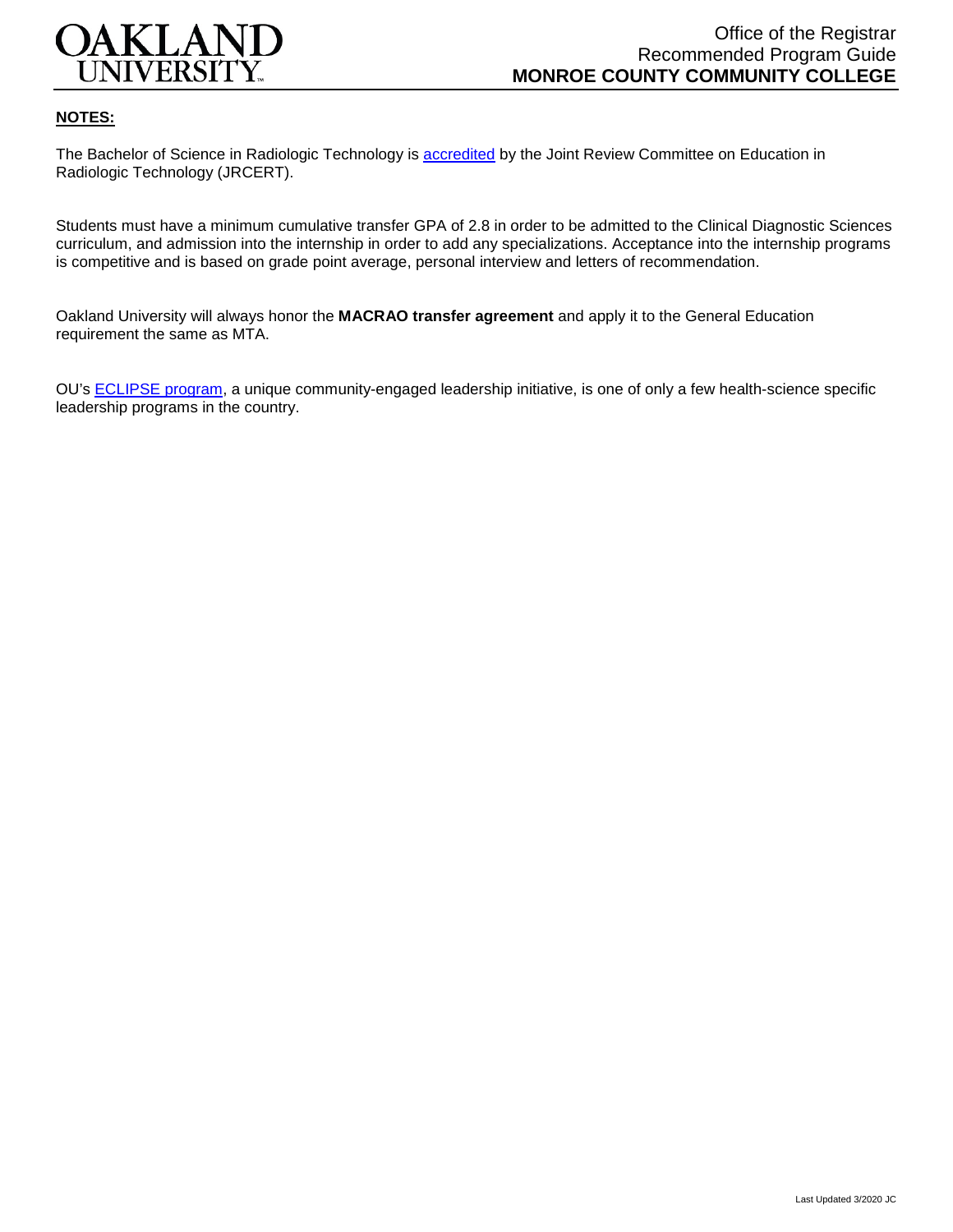**NOTES:**

The Bachelor of Science in Radiologic Technology is accredited by the Joint Review Committee on Education in Radiologic Technology (JRCERT).

Students must have a minimum cumulative transfer GPA of 2.8 in order to be admitted to the Clinical Diagnostic Sciences curriculum, and admission into the internship in order to add any specializations. Acceptance into the internship programs is competitive and is based on grade point average, personal interview and letters of recommendation.

Oakland University will always honor the **MACRAO transfer agreement** and apply it to the General Education requirement the same as MTA.

OU's ECLIPSE program, a unique community-engaged leadership initiative, is one of only a few health-science specific leadership programs in the country.

Last Updated 3/2020 JC